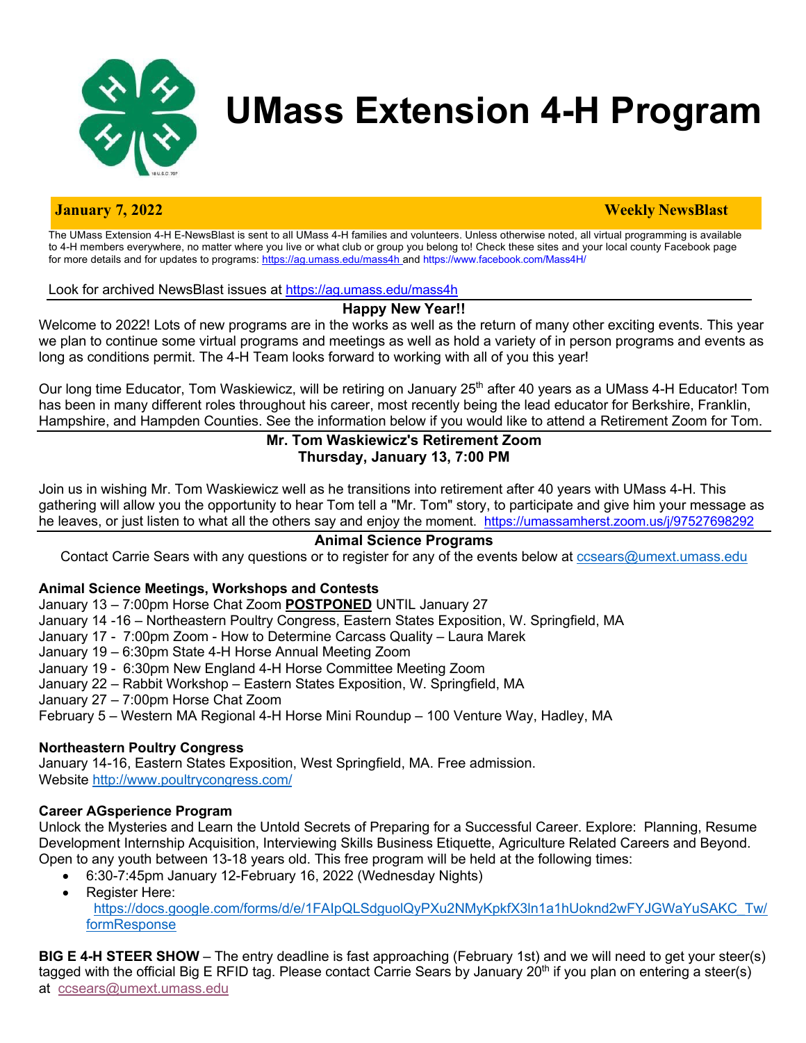# UMass Extension 4-H Program

**January 7, 2022** **Weekly NewsBlast**

The UMass Extension 4-H E-NewsBlast is sent to all UMass 4-H families and volunteers. Unless otherwise noted, all virtual programming is available to 4-H members everywhere, no matter where you live or what club or group you belong to! Check these sites and your local county Facebook page for more details and for updates to programs: https://ag.umass.edu/mass4h and https://www.facebook.com/Mass4H/

Look for archived NewsBlast issues at https://ag.umass.edu/mass4h

## Happy New Year!!

Welcome to 2022! Lots of new programs are in the works as well as the return of many other exciting events. This year we plan to continue some virtual programs and meetings as well as hold a variety of in person programs and events as long as conditions permit. The 4-H Team looks forward to working with all of you this year!

Our long time Educator, Tom Waskiewicz, will be retiring on January 25th after 40 years as a UMass 4-H Educator! Tom has been in many different roles throughout his career, most recently being the lead educator for Berkshire, Franklin, Hampshire, and Hampden Counties. See the information below if you would like to attend a Retirement Zoom for Tom.

## Mr. Tom Waskiewicz's Retirement Zoom
**Thursday, January 13, 7:00 PM**

Join us in wishing Mr. Tom Waskiewicz well as he transitions into retirement after 40 years with UMass 4-H. This gathering will allow you the opportunity to hear Tom tell a "Mr. Tom" story, to participate and give him your message as he leaves, or just listen to what all the others say and enjoy the moment. https://umassamherst.zoom.us/j/97527698292

## Animal Science Programs

Contact Carrie Sears with any questions or to register for any of the events below at ccsears@umext.umass.edu

### Animal Science Meetings, Workshops and Contests

January 13 – 7:00pm Horse Chat Zoom **POSTPONED** UNTIL January 27
January 14 -16 – Northeastern Poultry Congress, Eastern States Exposition, W. Springfield, MA
January 17 - 7:00pm Zoom - How to Determine Carcass Quality – Laura Marek
January 19 – 6:30pm State 4-H Horse Annual Meeting Zoom
January 19 - 6:30pm New England 4-H Horse Committee Meeting Zoom
January 22 – Rabbit Workshop – Eastern States Exposition, W. Springfield, MA
January 27 – 7:00pm Horse Chat Zoom
February 5 – Western MA Regional 4-H Horse Mini Roundup – 100 Venture Way, Hadley, MA

### Northeastern Poultry Congress

January 14-16, Eastern States Exposition, West Springfield, MA. Free admission.
Website http://www.poultrycongress.com/

### Career AGsperience Program

Unlock the Mysteries and Learn the Untold Secrets of Preparing for a Successful Career. Explore: Planning, Resume Development Internship Acquisition, Interviewing Skills Business Etiquette, Agriculture Related Careers and Beyond. Open to any youth between 13-18 years old. This free program will be held at the following times:

- 6:30-7:45pm January 12-February 16, 2022 (Wednesday Nights)
- Register Here: https://docs.google.com/forms/d/e/1FAIpQLSdguolQyPXu2NMyKpkfX3ln1a1hUoknd2wFYJGWaYuSAKC_Tw/formResponse

**BIG E 4-H STEER SHOW** – The entry deadline is fast approaching (February 1st) and we will need to get your steer(s) tagged with the official Big E RFID tag. Please contact Carrie Sears by January 20th if you plan on entering a steer(s) at ccsears@umext.umass.edu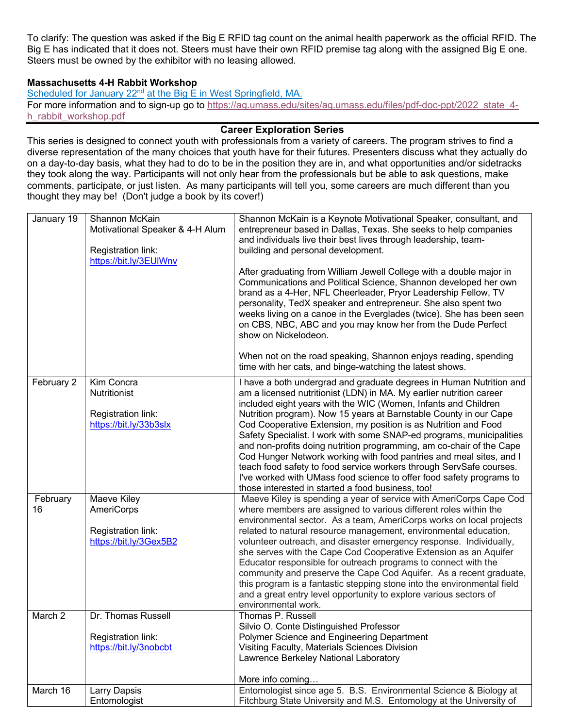To clarify: The question was asked if the Big E RFID tag count on the animal health paperwork as the official RFID. The Big E has indicated that it does not. Steers must have their own RFID premise tag along with the assigned Big E one. Steers must be owned by the exhibitor with no leasing allowed.

**Massachusetts 4-H Rabbit Workshop**

Scheduled for January 22nd at the Big E in West Springfield, MA.

For more information and to sign-up go to https://ag.umass.edu/sites/ag.umass.edu/files/pdf-doc-ppt/2022_state_4-h_rabbit_workshop.pdf

---

**Career Exploration Series**

This series is designed to connect youth with professionals from a variety of careers. The program strives to find a diverse representation of the many choices that youth have for their futures. Presenters discuss what they actually do on a day-to-day basis, what they had to do to be in the position they are in, and what opportunities and/or sidetracks they took along the way. Participants will not only hear from the professionals but be able to ask questions, make comments, participate, or just listen. As many participants will tell you, some careers are much different than you thought they may be! (Don't judge a book by its cover!)

| Date | Presenter | Description |
|---|---|---|
| January 19 | Shannon McKain<br>Motivational Speaker & 4-H Alum<br><br>Registration link:<br>https://bit.ly/3EUlWnv | Shannon McKain is a Keynote Motivational Speaker, consultant, and entrepreneur based in Dallas, Texas. She seeks to help companies and individuals live their best lives through leadership, team-building and personal development.<br><br>After graduating from William Jewell College with a double major in Communications and Political Science, Shannon developed her own brand as a 4-Her, NFL Cheerleader, Pryor Leadership Fellow, TV personality, TedX speaker and entrepreneur. She also spent two weeks living on a canoe in the Everglades (twice). She has been seen on CBS, NBC, ABC and you may know her from the Dude Perfect show on Nickelodeon.<br><br>When not on the road speaking, Shannon enjoys reading, spending time with her cats, and binge-watching the latest shows. |
| February 2 | Kim Concra<br>Nutritionist<br><br>Registration link:<br>https://bit.ly/33b3slx | I have a both undergrad and graduate degrees in Human Nutrition and am a licensed nutritionist (LDN) in MA. My earlier nutrition career included eight years with the WIC (Women, Infants and Children Nutrition program). Now 15 years at Barnstable County in our Cape Cod Cooperative Extension, my position is as Nutrition and Food Safety Specialist. I work with some SNAP-ed programs, municipalities and non-profits doing nutrition programming, am co-chair of the Cape Cod Hunger Network working with food pantries and meal sites, and I teach food safety to food service workers through ServSafe courses. I've worked with UMass food science to offer food safety programs to those interested in started a food business, too! |
| February 16 | Maeve Kiley<br>AmeriCorps<br><br>Registration link:<br>https://bit.ly/3Gex5B2 | Maeve Kiley is spending a year of service with AmeriCorps Cape Cod where members are assigned to various different roles within the environmental sector. As a team, AmeriCorps works on local projects related to natural resource management, environmental education, volunteer outreach, and disaster emergency response. Individually, she serves with the Cape Cod Cooperative Extension as an Aquifer Educator responsible for outreach programs to connect with the community and preserve the Cape Cod Aquifer. As a recent graduate, this program is a fantastic stepping stone into the environmental field and a great entry level opportunity to explore various sectors of environmental work. |
| March 2 | Dr. Thomas Russell<br><br>Registration link:<br>https://bit.ly/3nobcbt | Thomas P. Russell<br>Silvio O. Conte Distinguished Professor<br>Polymer Science and Engineering Department<br>Visiting Faculty, Materials Sciences Division<br>Lawrence Berkeley National Laboratory<br><br>More info coming… |
| March 16 | Larry Dapsis<br>Entomologist | Entomologist since age 5. B.S. Environmental Science & Biology at Fitchburg State University and M.S. Entomology at the University of |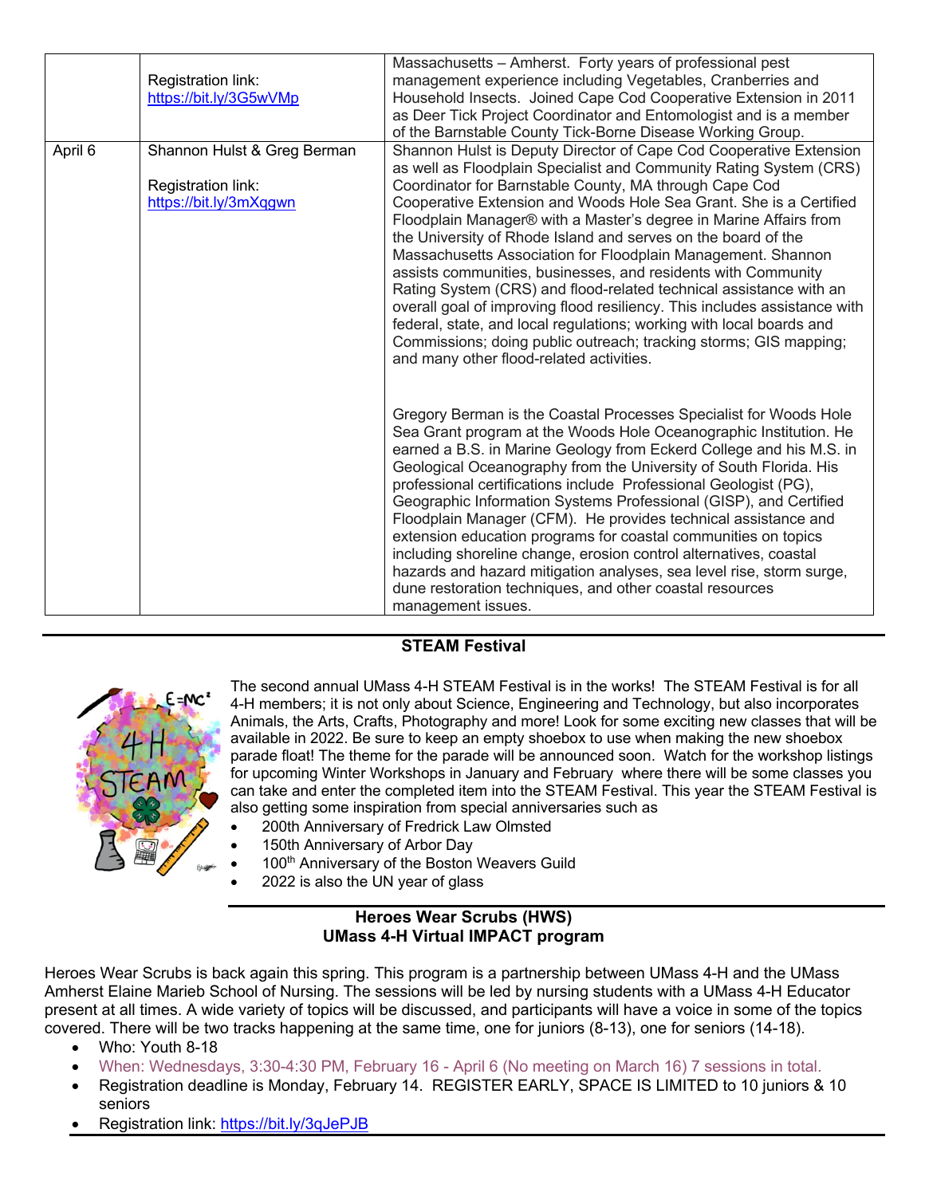| | | |
|---|---|---|
| | Registration link: https://bit.ly/3G5wVMp | Massachusetts – Amherst. Forty years of professional pest management experience including Vegetables, Cranberries and Household Insects. Joined Cape Cod Cooperative Extension in 2011 as Deer Tick Project Coordinator and Entomologist and is a member of the Barnstable County Tick-Borne Disease Working Group. |
| April 6 | Shannon Hulst & Greg Berman<br><br>Registration link: https://bit.ly/3mXqgwn | Shannon Hulst is Deputy Director of Cape Cod Cooperative Extension as well as Floodplain Specialist and Community Rating System (CRS) Coordinator for Barnstable County, MA through Cape Cod Cooperative Extension and Woods Hole Sea Grant. She is a Certified Floodplain Manager® with a Master's degree in Marine Affairs from the University of Rhode Island and serves on the board of the Massachusetts Association for Floodplain Management. Shannon assists communities, businesses, and residents with Community Rating System (CRS) and flood-related technical assistance with an overall goal of improving flood resiliency. This includes assistance with federal, state, and local regulations; working with local boards and Commissions; doing public outreach; tracking storms; GIS mapping; and many other flood-related activities.<br><br>Gregory Berman is the Coastal Processes Specialist for Woods Hole Sea Grant program at the Woods Hole Oceanographic Institution. He earned a B.S. in Marine Geology from Eckerd College and his M.S. in Geological Oceanography from the University of South Florida. His professional certifications include Professional Geologist (PG), Geographic Information Systems Professional (GISP), and Certified Floodplain Manager (CFM). He provides technical assistance and extension education programs for coastal communities on topics including shoreline change, erosion control alternatives, coastal hazards and hazard mitigation analyses, sea level rise, storm surge, dune restoration techniques, and other coastal resources management issues. |

## STEAM Festival

The second annual UMass 4-H STEAM Festival is in the works! The STEAM Festival is for all 4-H members; it is not only about Science, Engineering and Technology, but also incorporates Animals, the Arts, Crafts, Photography and more! Look for some exciting new classes that will be available in 2022. Be sure to keep an empty shoebox to use when making the new shoebox parade float! The theme for the parade will be announced soon. Watch for the workshop listings for upcoming Winter Workshops in January and February where there will be some classes you can take and enter the completed item into the STEAM Festival. This year the STEAM Festival is also getting some inspiration from special anniversaries such as

- 200th Anniversary of Fredrick Law Olmsted
- 150th Anniversary of Arbor Day
- 100th Anniversary of the Boston Weavers Guild
- 2022 is also the UN year of glass

## Heroes Wear Scrubs (HWS)
## UMass 4-H Virtual IMPACT program

Heroes Wear Scrubs is back again this spring. This program is a partnership between UMass 4-H and the UMass Amherst Elaine Marieb School of Nursing. The sessions will be led by nursing students with a UMass 4-H Educator present at all times. A wide variety of topics will be discussed, and participants will have a voice in some of the topics covered. There will be two tracks happening at the same time, one for juniors (8-13), one for seniors (14-18).

- Who: Youth 8-18
- When: Wednesdays, 3:30-4:30 PM, February 16 - April 6 (No meeting on March 16) 7 sessions in total.
- Registration deadline is Monday, February 14. REGISTER EARLY, SPACE IS LIMITED to 10 juniors & 10 seniors
- Registration link: https://bit.ly/3qJePJB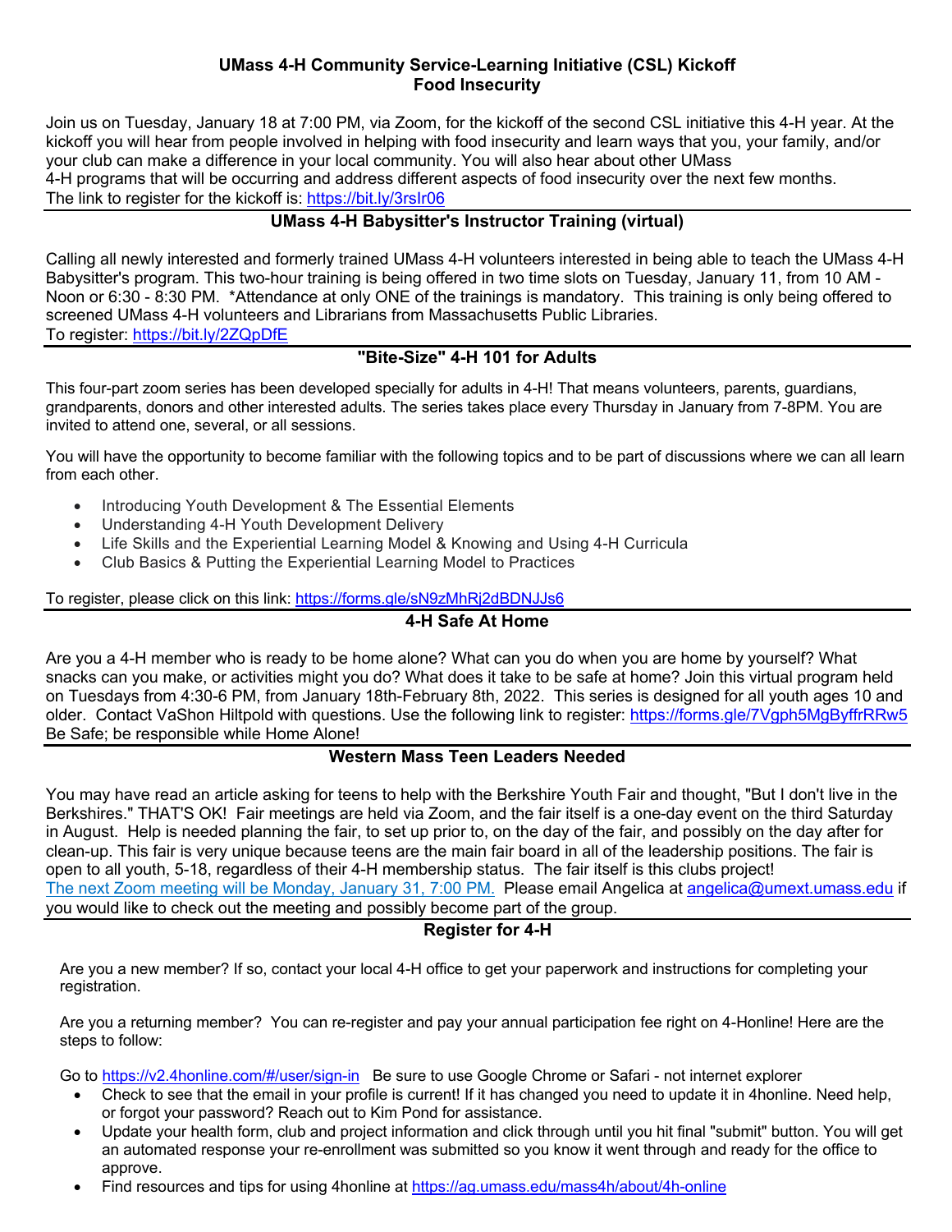## UMass 4-H Community Service-Learning Initiative (CSL) Kickoff
## Food Insecurity

Join us on Tuesday, January 18 at 7:00 PM, via Zoom, for the kickoff of the second CSL initiative this 4-H year. At the kickoff you will hear from people involved in helping with food insecurity and learn ways that you, your family, and/or your club can make a difference in your local community. You will also hear about other UMass 4-H programs that will be occurring and address different aspects of food insecurity over the next few months. The link to register for the kickoff is: https://bit.ly/3rsIr06

## UMass 4-H Babysitter's Instructor Training (virtual)

Calling all newly interested and formerly trained UMass 4-H volunteers interested in being able to teach the UMass 4-H Babysitter's program. This two-hour training is being offered in two time slots on Tuesday, January 11, from 10 AM - Noon or 6:30 - 8:30 PM. *Attendance at only ONE of the trainings is mandatory. This training is only being offered to screened UMass 4-H volunteers and Librarians from Massachusetts Public Libraries.
To register: https://bit.ly/2ZQpDfE

## "Bite-Size" 4-H 101 for Adults

This four-part zoom series has been developed specially for adults in 4-H! That means volunteers, parents, guardians, grandparents, donors and other interested adults. The series takes place every Thursday in January from 7-8PM. You are invited to attend one, several, or all sessions.

You will have the opportunity to become familiar with the following topics and to be part of discussions where we can all learn from each other.

- Introducing Youth Development & The Essential Elements
- Understanding 4-H Youth Development Delivery
- Life Skills and the Experiential Learning Model & Knowing and Using 4-H Curricula
- Club Basics & Putting the Experiential Learning Model to Practices

To register, please click on this link: https://forms.gle/sN9zMhRj2dBDNJJs6

## 4-H Safe At Home

Are you a 4-H member who is ready to be home alone? What can you do when you are home by yourself? What snacks can you make, or activities might you do? What does it take to be safe at home? Join this virtual program held on Tuesdays from 4:30-6 PM, from January 18th-February 8th, 2022. This series is designed for all youth ages 10 and older. Contact VaShon Hiltpold with questions. Use the following link to register: https://forms.gle/7Vgph5MgByffrRRw5
Be Safe; be responsible while Home Alone!

## Western Mass Teen Leaders Needed

You may have read an article asking for teens to help with the Berkshire Youth Fair and thought, "But I don't live in the Berkshires." THAT'S OK! Fair meetings are held via Zoom, and the fair itself is a one-day event on the third Saturday in August. Help is needed planning the fair, to set up prior to, on the day of the fair, and possibly on the day after for clean-up. This fair is very unique because teens are the main fair board in all of the leadership positions. The fair is open to all youth, 5-18, regardless of their 4-H membership status. The fair itself is this clubs project!
The next Zoom meeting will be Monday, January 31, 7:00 PM. Please email Angelica at angelica@umext.umass.edu if you would like to check out the meeting and possibly become part of the group.

## Register for 4-H

Are you a new member? If so, contact your local 4-H office to get your paperwork and instructions for completing your registration.

Are you a returning member? You can re-register and pay your annual participation fee right on 4-Honline! Here are the steps to follow:

Go to https://v2.4honline.com/#/user/sign-in Be sure to use Google Chrome or Safari - not internet explorer

- Check to see that the email in your profile is current! If it has changed you need to update it in 4honline. Need help, or forgot your password? Reach out to Kim Pond for assistance.
- Update your health form, club and project information and click through until you hit final "submit" button. You will get an automated response your re-enrollment was submitted so you know it went through and ready for the office to approve.
- Find resources and tips for using 4honline at https://ag.umass.edu/mass4h/about/4h-online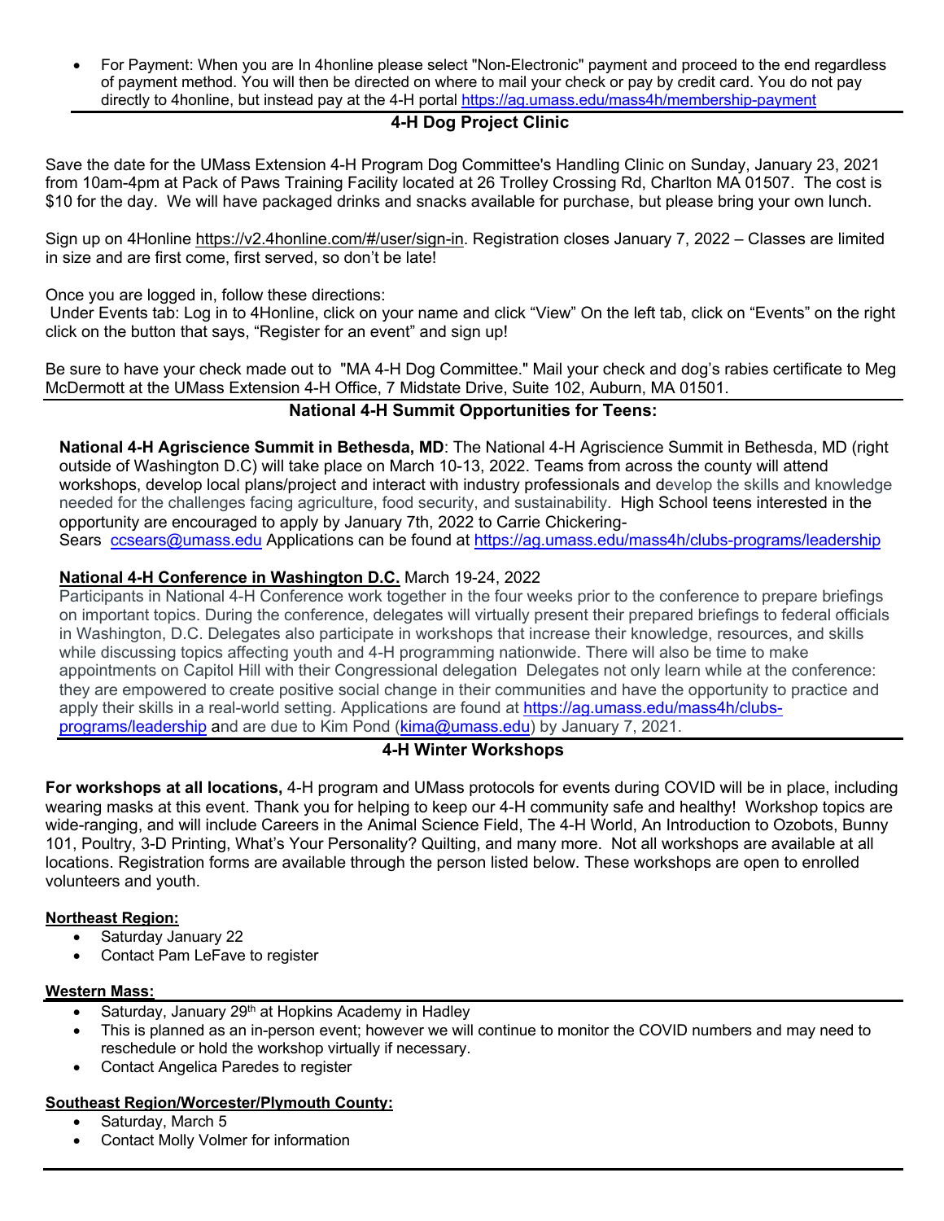- For Payment: When you are In 4honline please select "Non-Electronic" payment and proceed to the end regardless of payment method. You will then be directed on where to mail your check or pay by credit card. You do not pay directly to 4honline, but instead pay at the 4-H portal https://ag.umass.edu/mass4h/membership-payment

## 4-H Dog Project Clinic

Save the date for the UMass Extension 4-H Program Dog Committee's Handling Clinic on Sunday, January 23, 2021 from 10am-4pm at Pack of Paws Training Facility located at 26 Trolley Crossing Rd, Charlton MA 01507. The cost is $10 for the day. We will have packaged drinks and snacks available for purchase, but please bring your own lunch.

Sign up on 4Honline https://v2.4honline.com/#/user/sign-in. Registration closes January 7, 2022 – Classes are limited in size and are first come, first served, so don't be late!

Once you are logged in, follow these directions:
Under Events tab: Log in to 4Honline, click on your name and click "View" On the left tab, click on "Events" on the right click on the button that says, "Register for an event" and sign up!

Be sure to have your check made out to "MA 4-H Dog Committee." Mail your check and dog's rabies certificate to Meg McDermott at the UMass Extension 4-H Office, 7 Midstate Drive, Suite 102, Auburn, MA 01501.

## National 4-H Summit Opportunities for Teens:

**National 4-H Agriscience Summit in Bethesda, MD**: The National 4-H Agriscience Summit in Bethesda, MD (right outside of Washington D.C) will take place on March 10-13, 2022. Teams from across the county will attend workshops, develop local plans/project and interact with industry professionals and develop the skills and knowledge needed for the challenges facing agriculture, food security, and sustainability. High School teens interested in the opportunity are encouraged to apply by January 7th, 2022 to Carrie Chickering-Sears ccsears@umass.edu Applications can be found at https://ag.umass.edu/mass4h/clubs-programs/leadership

**National 4-H Conference in Washington D.C.** March 19-24, 2022
Participants in National 4-H Conference work together in the four weeks prior to the conference to prepare briefings on important topics. During the conference, delegates will virtually present their prepared briefings to federal officials in Washington, D.C. Delegates also participate in workshops that increase their knowledge, resources, and skills while discussing topics affecting youth and 4-H programming nationwide. There will also be time to make appointments on Capitol Hill with their Congressional delegation Delegates not only learn while at the conference: they are empowered to create positive social change in their communities and have the opportunity to practice and apply their skills in a real-world setting. Applications are found at https://ag.umass.edu/mass4h/clubs-programs/leadership and are due to Kim Pond (kima@umass.edu) by January 7, 2021.

## 4-H Winter Workshops

**For workshops at all locations,** 4-H program and UMass protocols for events during COVID will be in place, including wearing masks at this event. Thank you for helping to keep our 4-H community safe and healthy! Workshop topics are wide-ranging, and will include Careers in the Animal Science Field, The 4-H World, An Introduction to Ozobots, Bunny 101, Poultry, 3-D Printing, What's Your Personality? Quilting, and many more. Not all workshops are available at all locations. Registration forms are available through the person listed below. These workshops are open to enrolled volunteers and youth.

**Northeast Region:**
- Saturday January 22
- Contact Pam LeFave to register

**Western Mass:**
- Saturday, January 29th at Hopkins Academy in Hadley
- This is planned as an in-person event; however we will continue to monitor the COVID numbers and may need to reschedule or hold the workshop virtually if necessary.
- Contact Angelica Paredes to register

**Southeast Region/Worcester/Plymouth County:**
- Saturday, March 5
- Contact Molly Volmer for information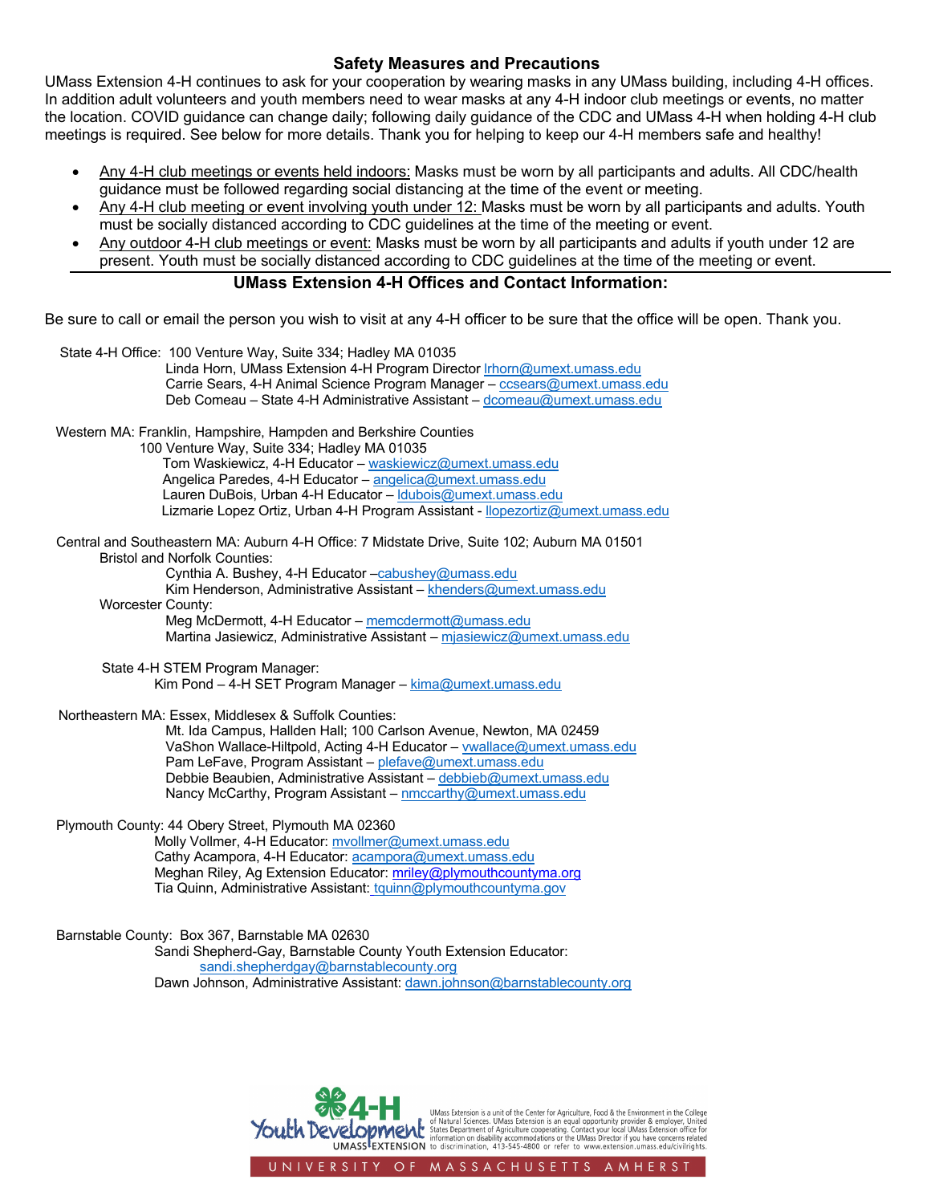## Safety Measures and Precautions

UMass Extension 4-H continues to ask for your cooperation by wearing masks in any UMass building, including 4-H offices. In addition adult volunteers and youth members need to wear masks at any 4-H indoor club meetings or events, no matter the location. COVID guidance can change daily; following daily guidance of the CDC and UMass 4-H when holding 4-H club meetings is required. See below for more details. Thank you for helping to keep our 4-H members safe and healthy!

- Any 4-H club meetings or events held indoors: Masks must be worn by all participants and adults. All CDC/health guidance must be followed regarding social distancing at the time of the event or meeting.
- Any 4-H club meeting or event involving youth under 12: Masks must be worn by all participants and adults. Youth must be socially distanced according to CDC guidelines at the time of the meeting or event.
- Any outdoor 4-H club meetings or event: Masks must be worn by all participants and adults if youth under 12 are present. Youth must be socially distanced according to CDC guidelines at the time of the meeting or event.

---

## UMass Extension 4-H Offices and Contact Information:

Be sure to call or email the person you wish to visit at any 4-H officer to be sure that the office will be open. Thank you.

State 4-H Office: 100 Venture Way, Suite 334; Hadley MA 01035
- Linda Horn, UMass Extension 4-H Program Director lrhorn@umext.umass.edu
- Carrie Sears, 4-H Animal Science Program Manager – ccsears@umext.umass.edu
- Deb Comeau – State 4-H Administrative Assistant – dcomeau@umext.umass.edu

Western MA: Franklin, Hampshire, Hampden and Berkshire Counties
100 Venture Way, Suite 334; Hadley MA 01035
- Tom Waskiewicz, 4-H Educator – waskiewicz@umext.umass.edu
- Angelica Paredes, 4-H Educator – angelica@umext.umass.edu
- Lauren DuBois, Urban 4-H Educator – ldubois@umext.umass.edu
- Lizmarie Lopez Ortiz, Urban 4-H Program Assistant - llopezortiz@umext.umass.edu

Central and Southeastern MA: Auburn 4-H Office: 7 Midstate Drive, Suite 102; Auburn MA 01501

Bristol and Norfolk Counties:
- Cynthia A. Bushey, 4-H Educator –cabushey@umass.edu
- Kim Henderson, Administrative Assistant – khenders@umext.umass.edu

Worcester County:
- Meg McDermott, 4-H Educator – memcdermott@umass.edu
- Martina Jasiewicz, Administrative Assistant – mjasiewicz@umext.umass.edu

State 4-H STEM Program Manager:
- Kim Pond – 4-H SET Program Manager – kima@umext.umass.edu

Northeastern MA: Essex, Middlesex & Suffolk Counties:
Mt. Ida Campus, Hallden Hall; 100 Carlson Avenue, Newton, MA 02459
- VaShon Wallace-Hiltpold, Acting 4-H Educator – vwallace@umext.umass.edu
- Pam LeFave, Program Assistant – plefave@umext.umass.edu
- Debbie Beaubien, Administrative Assistant – debbieb@umext.umass.edu
- Nancy McCarthy, Program Assistant – nmccarthy@umext.umass.edu

Plymouth County: 44 Obery Street, Plymouth MA 02360
- Molly Vollmer, 4-H Educator: mvollmer@umext.umass.edu
- Cathy Acampora, 4-H Educator: acampora@umext.umass.edu
- Meghan Riley, Ag Extension Educator: mriley@plymouthcountyma.org
- Tia Quinn, Administrative Assistant: tquinn@plymouthcountyma.gov

Barnstable County: Box 367, Barnstable MA 02630
- Sandi Shepherd-Gay, Barnstable County Youth Extension Educator: sandi.shepherdgay@barnstablecounty.org
- Dawn Johnson, Administrative Assistant: dawn.johnson@barnstablecounty.org

4-H Youth Development UMASS EXTENSION

UMass Extension is a unit of the Center for Agriculture, Food & the Environment in the College of Natural Sciences. UMass Extension is an equal opportunity provider & employer, United States Department of Agriculture cooperating. Contact your local UMass Extension office for information on disability accommodations or the UMass Director if you have concerns related to discrimination, 413-545-4800 or refer to www.extension.umass.edu/civilrights.

UNIVERSITY OF MASSACHUSETTS AMHERST